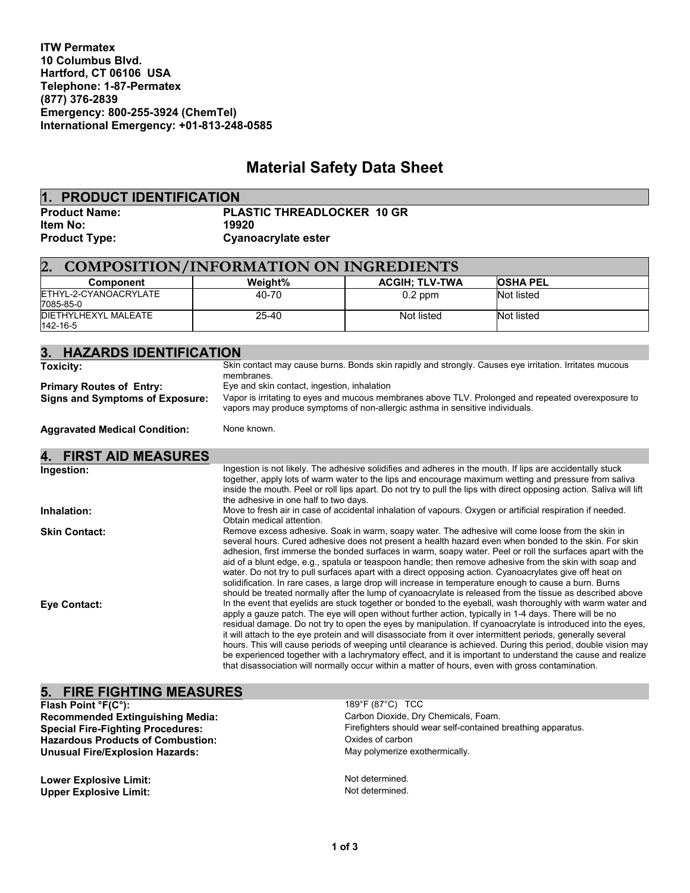**ITW Permatex**
**10 Columbus Blvd.**
**Hartford, CT 06106 USA**
**Telephone: 1-87-Permatex**
**(877) 376-2839**
**Emergency: 800-255-3924 (ChemTel)**
**International Emergency: +01-813-248-0585**

# Material Safety Data Sheet

## 1. PRODUCT IDENTIFICATION

**Product Name:** **PLASTIC THREADLOCKER 10 GR**
**Item No:** **19920**
**Product Type:** **Cyanoacrylate ester**

## 2. COMPOSITION/INFORMATION ON INGREDIENTS

| Component | Weight% | ACGIH; TLV-TWA | OSHA PEL |
|---|---|---|---|
| ETHYL-2-CYANOACRYLATE 7085-85-0 | 40-70 | 0.2 ppm | Not listed |
| DIETHYLHEXYL MALEATE 142-16-5 | 25-40 | Not listed | Not listed |

## 3. HAZARDS IDENTIFICATION

**Toxicity:** Skin contact may cause burns. Bonds skin rapidly and strongly. Causes eye irritation. Irritates mucous membranes.

**Primary Routes of Entry:** Eye and skin contact, ingestion, inhalation

**Signs and Symptoms of Exposure:** Vapor is irritating to eyes and mucous membranes above TLV. Prolonged and repeated overexposure to vapors may produce symptoms of non-allergic asthma in sensitive individuals.

**Aggravated Medical Condition:** None known.

## 4. FIRST AID MEASURES

**Ingestion:** Ingestion is not likely. The adhesive solidifies and adheres in the mouth. If lips are accidentally stuck together, apply lots of warm water to the lips and encourage maximum wetting and pressure from saliva inside the mouth. Peel or roll lips apart. Do not try to pull the lips with direct opposing action. Saliva will lift the adhesive in one half to two days.

**Inhalation:** Move to fresh air in case of accidental inhalation of vapours. Oxygen or artificial respiration if needed. Obtain medical attention.

**Skin Contact:** Remove excess adhesive. Soak in warm, soapy water. The adhesive will come loose from the skin in several hours. Cured adhesive does not present a health hazard even when bonded to the skin. For skin adhesion, first immerse the bonded surfaces in warm, soapy water. Peel or roll the surfaces apart with the aid of a blunt edge, e.g., spatula or teaspoon handle; then remove adhesive from the skin with soap and water. Do not try to pull surfaces apart with a direct opposing action. Cyanoacrylates give off heat on solidification. In rare cases, a large drop will increase in temperature enough to cause a burn. Burns should be treated normally after the lump of cyanoacrylate is released from the tissue as described above

**Eye Contact:** In the event that eyelids are stuck together or bonded to the eyeball, wash thoroughly with warm water and apply a gauze patch. The eye will open without further action, typically in 1-4 days. There will be no residual damage. Do not try to open the eyes by manipulation. If cyanoacrylate is introduced into the eyes, it will attach to the eye protein and will disassociate from it over intermittent periods, generally several hours. This will cause periods of weeping until clearance is achieved. During this period, double vision may be experienced together with a lachrymatory effect, and it is important to understand the cause and realize that disassociation will normally occur within a matter of hours, even with gross contamination.

## 5. FIRE FIGHTING MEASURES

**Flash Point °F(C°):** 189°F (87°C) TCC
**Recommended Extinguishing Media:** Carbon Dioxide, Dry Chemicals, Foam.
**Special Fire-Fighting Procedures:** Firefighters should wear self-contained breathing apparatus.
**Hazardous Products of Combustion:** Oxides of carbon
**Unusual Fire/Explosion Hazards:** May polymerize exothermically.

**Lower Explosive Limit:** Not determined.
**Upper Explosive Limit:** Not determined.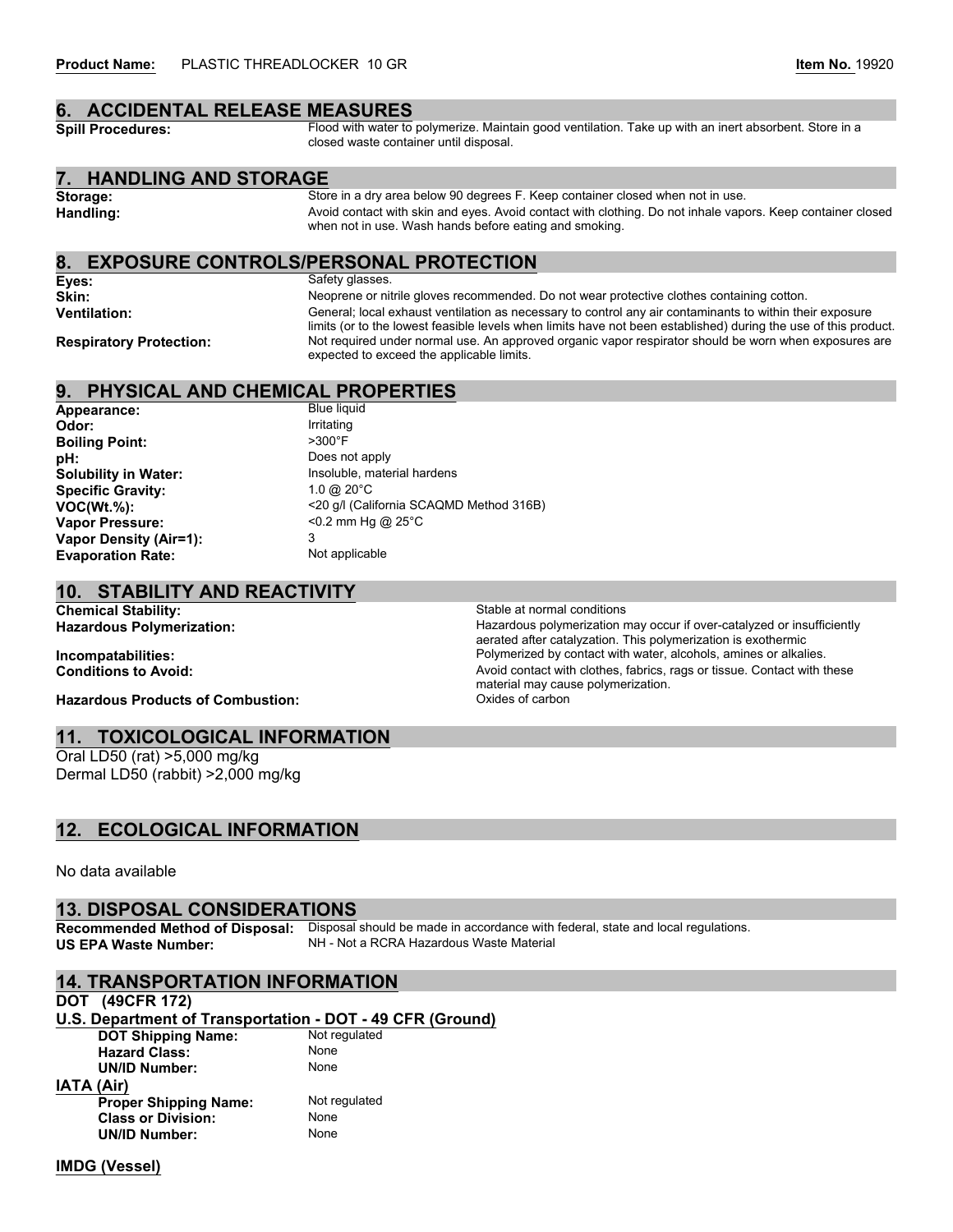**Product Name:** PLASTIC THREADLOCKER 10 GR **Item No.** 19920

## 6. ACCIDENTAL RELEASE MEASURES

**Spill Procedures:** Flood with water to polymerize. Maintain good ventilation. Take up with an inert absorbent. Store in a closed waste container until disposal.

## 7. HANDLING AND STORAGE

**Storage:** Store in a dry area below 90 degrees F. Keep container closed when not in use.

**Handling:** Avoid contact with skin and eyes. Avoid contact with clothing. Do not inhale vapors. Keep container closed when not in use. Wash hands before eating and smoking.

## 8. EXPOSURE CONTROLS/PERSONAL PROTECTION

**Eyes:** Safety glasses.

**Skin:** Neoprene or nitrile gloves recommended. Do not wear protective clothes containing cotton.

**Ventilation:** General; local exhaust ventilation as necessary to control any air contaminants to within their exposure limits (or to the lowest feasible levels when limits have not been established) during the use of this product.

**Respiratory Protection:** Not required under normal use. An approved organic vapor respirator should be worn when exposures are expected to exceed the applicable limits.

## 9. PHYSICAL AND CHEMICAL PROPERTIES

**Appearance:** Blue liquid
**Odor:** Irritating
**Boiling Point:** >300°F
**pH:** Does not apply
**Solubility in Water:** Insoluble, material hardens
**Specific Gravity:** 1.0 @ 20°C
**VOC(Wt.%):** <20 g/l (California SCAQMD Method 316B)
**Vapor Pressure:** <0.2 mm Hg @ 25°C
**Vapor Density (Air=1):** 3
**Evaporation Rate:** Not applicable

## 10. STABILITY AND REACTIVITY

**Chemical Stability:** Stable at normal conditions

**Hazardous Polymerization:** Hazardous polymerization may occur if over-catalyzed or insufficiently aerated after catalyzation. This polymerization is exothermic

**Incompatabilities:** Polymerized by contact with water, alcohols, amines or alkalies.

**Conditions to Avoid:** Avoid contact with clothes, fabrics, rags or tissue. Contact with these material may cause polymerization.

**Hazardous Products of Combustion:** Oxides of carbon

## 11. TOXICOLOGICAL INFORMATION

Oral LD50 (rat) >5,000 mg/kg
Dermal LD50 (rabbit) >2,000 mg/kg

## 12. ECOLOGICAL INFORMATION

No data available

## 13. DISPOSAL CONSIDERATIONS

**Recommended Method of Disposal:** Disposal should be made in accordance with federal, state and local regulations.

**US EPA Waste Number:** NH - Not a RCRA Hazardous Waste Material

## 14. TRANSPORTATION INFORMATION

**DOT (49CFR 172)**

**U.S. Department of Transportation - DOT - 49 CFR (Ground)**

- **DOT Shipping Name:** Not regulated
- **Hazard Class:** None
- **UN/ID Number:** None

**IATA (Air)**

- **Proper Shipping Name:** Not regulated
- **Class or Division:** None
- **UN/ID Number:** None

**IMDG (Vessel)**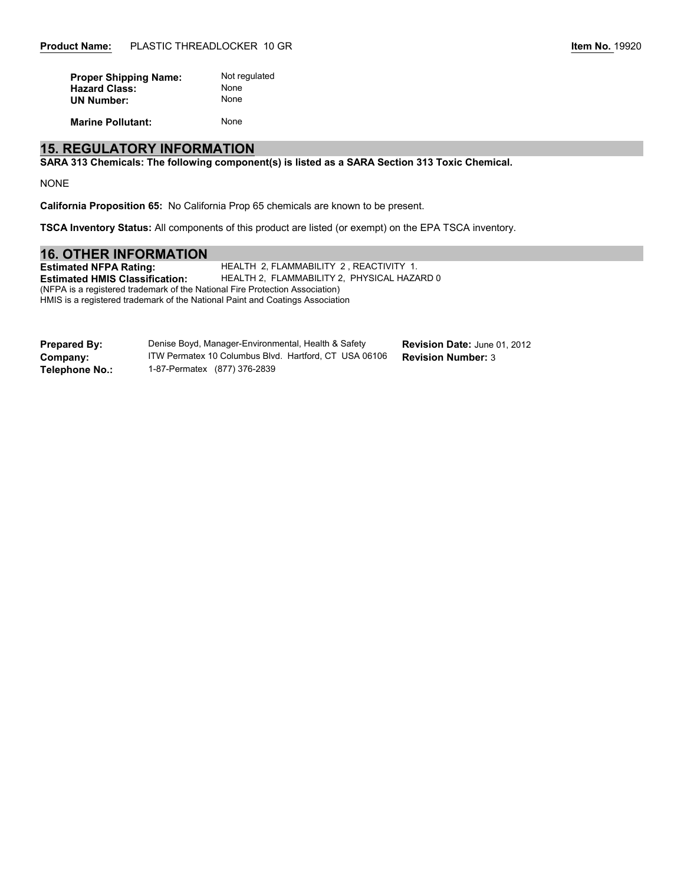**Product Name:** PLASTIC THREADLOCKER 10 GR **Item No.** 19920

**Proper Shipping Name:** Not regulated
**Hazard Class:** None
**UN Number:** None

**Marine Pollutant:** None

## 15. REGULATORY INFORMATION

**SARA 313 Chemicals: The following component(s) is listed as a SARA Section 313 Toxic Chemical.**

NONE

**California Proposition 65:** No California Prop 65 chemicals are known to be present.

**TSCA Inventory Status:** All components of this product are listed (or exempt) on the EPA TSCA inventory.

## 16. OTHER INFORMATION

**Estimated NFPA Rating:** HEALTH 2, FLAMMABILITY 2 , REACTIVITY 1.
**Estimated HMIS Classification:** HEALTH 2, FLAMMABILITY 2, PHYSICAL HAZARD 0
(NFPA is a registered trademark of the National Fire Protection Association)
HMIS is a registered trademark of the National Paint and Coatings Association

**Prepared By:** Denise Boyd, Manager-Environmental, Health & Safety
**Company:** ITW Permatex 10 Columbus Blvd. Hartford, CT USA 06106
**Telephone No.:** 1-87-Permatex (877) 376-2839

**Revision Date:** June 01, 2012
**Revision Number:** 3